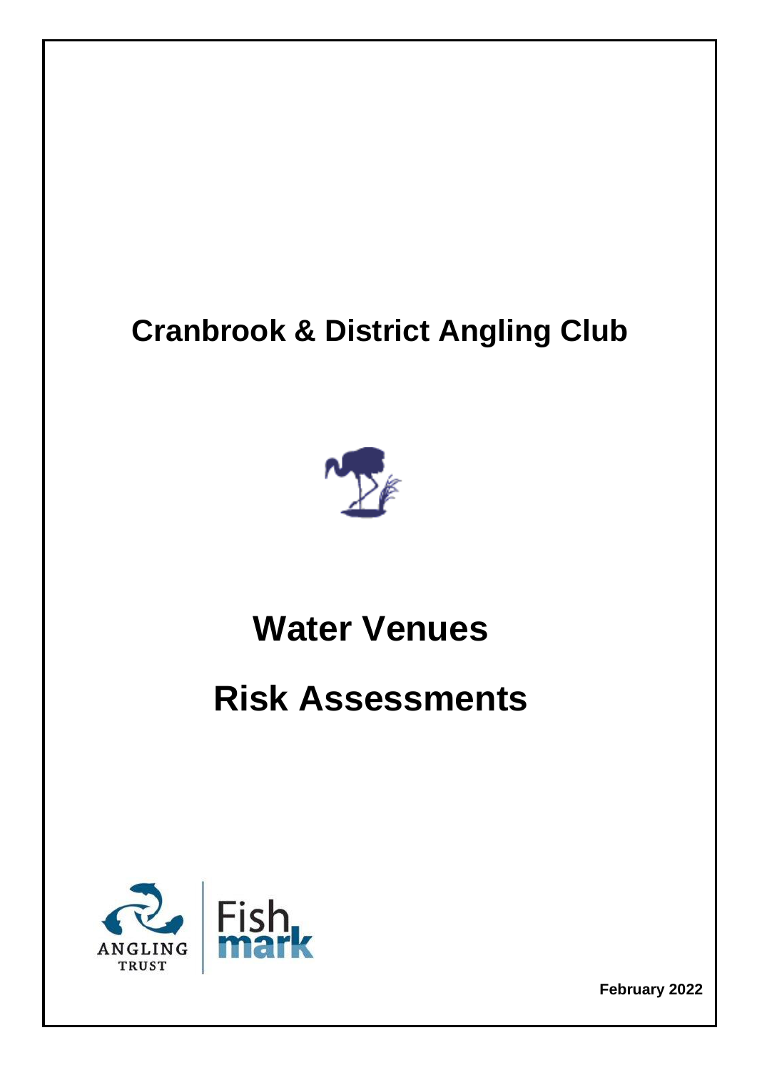# Cranbrook & District Angling Club

# Water Venues

# Risk Assessments

ANGLING TRUST

Fish mark

February 2022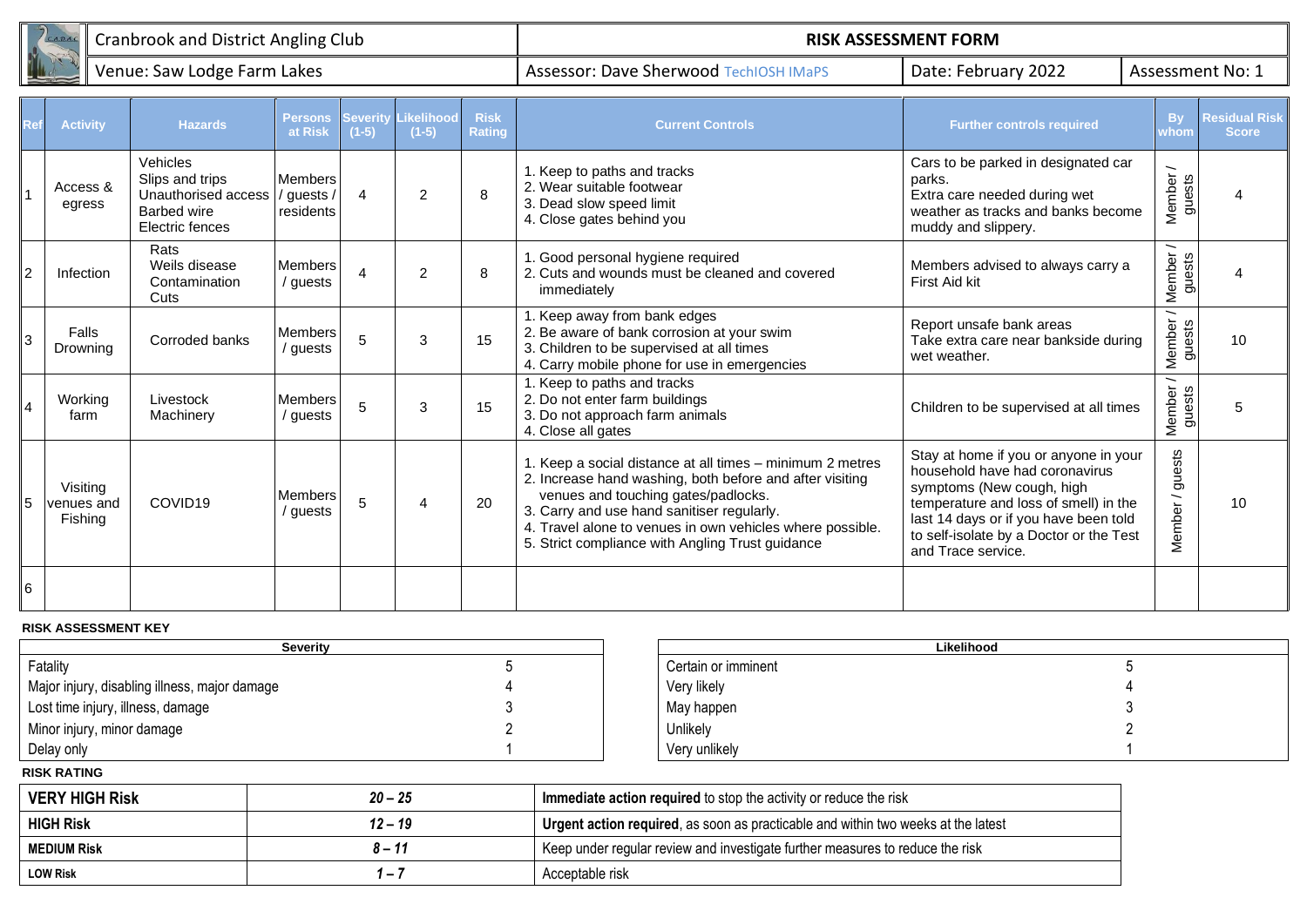| | | |
|---|---|---|
| Cranbrook and District Angling Club | **RISK ASSESSMENT FORM** | |
| Venue: Saw Lodge Farm Lakes | Assessor: Dave Sherwood TechIOSH IMaPS | Date: February 2022 | Assessment No: 1 |

| Ref | Activity | Hazards | Persons at Risk | Severity (1-5) | Likelihood (1-5) | Risk Rating | Current Controls | Further controls required | By whom | Residual Risk Score |
|---|---|---|---|---|---|---|---|---|---|---|
| 1 | Access & egress | Vehicles<br>Slips and trips<br>Unauthorised access<br>Barbed wire<br>Electric fences | Members / guests / residents | 4 | 2 | 8 | 1. Keep to paths and tracks<br>2. Wear suitable footwear<br>3. Dead slow speed limit<br>4. Close gates behind you | Cars to be parked in designated car parks.<br>Extra care needed during wet weather as tracks and banks become muddy and slippery. | Member / guests | 4 |
| 2 | Infection | Rats<br>Weils disease<br>Contamination<br>Cuts | Members / guests | 4 | 2 | 8 | 1. Good personal hygiene required<br>2. Cuts and wounds must be cleaned and covered immediately | Members advised to always carry a First Aid kit | Member / guests | 4 |
| 3 | Falls Drowning | Corroded banks | Members / guests | 5 | 3 | 15 | 1. Keep away from bank edges<br>2. Be aware of bank corrosion at your swim<br>3. Children to be supervised at all times<br>4. Carry mobile phone for use in emergencies | Report unsafe bank areas<br>Take extra care near bankside during wet weather. | Member / guests | 10 |
| 4 | Working farm | Livestock<br>Machinery | Members / guests | 5 | 3 | 15 | 1. Keep to paths and tracks<br>2. Do not enter farm buildings<br>3. Do not approach farm animals<br>4. Close all gates | Children to be supervised at all times | Member / guests | 5 |
| 5 | Visiting venues and Fishing | COVID19 | Members / guests | 5 | 4 | 20 | 1. Keep a social distance at all times – minimum 2 metres<br>2. Increase hand washing, both before and after visiting venues and touching gates/padlocks.<br>3. Carry and use hand sanitiser regularly.<br>4. Travel alone to venues in own vehicles where possible.<br>5. Strict compliance with Angling Trust guidance | Stay at home if you or anyone in your household have had coronavirus symptoms (New cough, high temperature and loss of smell) in the last 14 days or if you have been told to self-isolate by a Doctor or the Test and Trace service. | Member / guests | 10 |
| 6 | | | | | | | | | | |

**RISK ASSESSMENT KEY**

| Severity | |
|---|---|
| Fatality | 5 |
| Major injury, disabling illness, major damage | 4 |
| Lost time injury, illness, damage | 3 |
| Minor injury, minor damage | 2 |
| Delay only | 1 |

| Likelihood | |
|---|---|
| Certain or imminent | 5 |
| Very likely | 4 |
| May happen | 3 |
| Unlikely | 2 |
| Very unlikely | 1 |

**RISK RATING**

| | | |
|---|---|---|
| **VERY HIGH Risk** | ***20 – 25*** | **Immediate action required** to stop the activity or reduce the risk |
| **HIGH Risk** | ***12 – 19*** | **Urgent action required**, as soon as practicable and within two weeks at the latest |
| **MEDIUM Risk** | ***8 – 11*** | Keep under regular review and investigate further measures to reduce the risk |
| **LOW Risk** | ***1 – 7*** | Acceptable risk |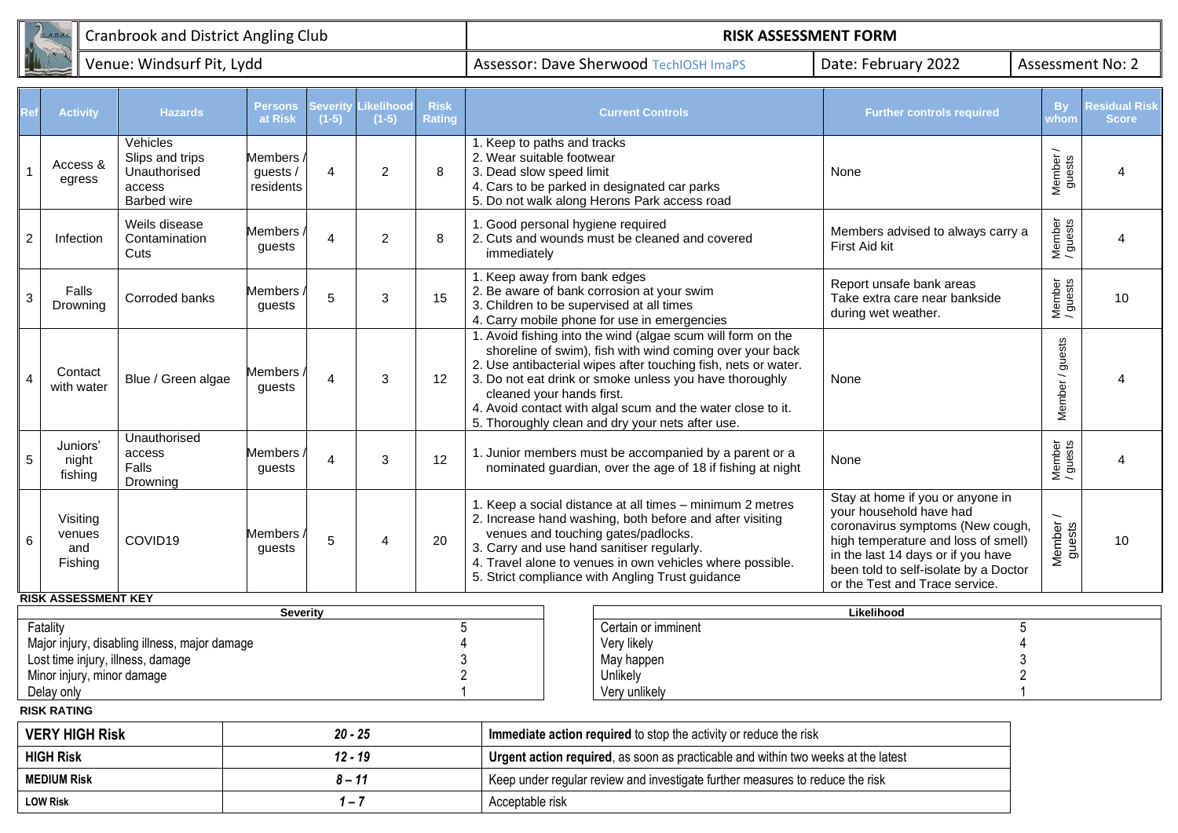| | | | |
|---|---|---|---|
| Cranbrook and District Angling Club | **RISK ASSESSMENT FORM** | | |
| Venue: Windsurf Pit, Lydd | Assessor: Dave Sherwood TechIOSH ImaPS | Date: February 2022 | Assessment No: 2 |

| Ref | Activity | Hazards | Persons at Risk | Severity (1-5) | Likelihood (1-5) | Risk Rating | Current Controls | Further controls required | By whom | Residual Risk Score |
|---|---|---|---|---|---|---|---|---|---|---|
| 1 | Access & egress | Vehicles<br>Slips and trips<br>Unauthorised access<br>Barbed wire | Members / guests / residents | 4 | 2 | 8 | 1. Keep to paths and tracks<br>2. Wear suitable footwear<br>3. Dead slow speed limit<br>4. Cars to be parked in designated car parks<br>5. Do not walk along Herons Park access road | None | Member / guests | 4 |
| 2 | Infection | Weils disease<br>Contamination<br>Cuts | Members / guests | 4 | 2 | 8 | 1. Good personal hygiene required<br>2. Cuts and wounds must be cleaned and covered immediately | Members advised to always carry a First Aid kit | Member / guests | 4 |
| 3 | Falls<br>Drowning | Corroded banks | Members / guests | 5 | 3 | 15 | 1. Keep away from bank edges<br>2. Be aware of bank corrosion at your swim<br>3. Children to be supervised at all times<br>4. Carry mobile phone for use in emergencies | Report unsafe bank areas<br>Take extra care near bankside during wet weather. | Member / guests | 10 |
| 4 | Contact with water | Blue / Green algae | Members / guests | 4 | 3 | 12 | 1. Avoid fishing into the wind (algae scum will form on the shoreline of swim), fish with wind coming over your back<br>2. Use antibacterial wipes after touching fish, nets or water.<br>3. Do not eat drink or smoke unless you have thoroughly cleaned your hands first.<br>4. Avoid contact with algal scum and the water close to it.<br>5. Thoroughly clean and dry your nets after use. | None | Member / guests | 4 |
| 5 | Juniors' night fishing | Unauthorised access<br>Falls<br>Drowning | Members / guests | 4 | 3 | 12 | 1. Junior members must be accompanied by a parent or a nominated guardian, over the age of 18 if fishing at night | None | Member / guests | 4 |
| 6 | Visiting venues and Fishing | COVID19 | Members / guests | 5 | 4 | 20 | 1. Keep a social distance at all times – minimum 2 metres<br>2. Increase hand washing, both before and after visiting venues and touching gates/padlocks.<br>3. Carry and use hand sanitiser regularly.<br>4. Travel alone to venues in own vehicles where possible.<br>5. Strict compliance with Angling Trust guidance | Stay at home if you or anyone in your household have had coronavirus symptoms (New cough, high temperature and loss of smell) in the last 14 days or if you have been told to self-isolate by a Doctor or the Test and Trace service. | Member / guests | 10 |

**RISK ASSESSMENT KEY**

| Severity | |
|---|---|
| Fatality | 5 |
| Major injury, disabling illness, major damage | 4 |
| Lost time injury, illness, damage | 3 |
| Minor injury, minor damage | 2 |
| Delay only | 1 |

| Likelihood | |
|---|---|
| Certain or imminent | 5 |
| Very likely | 4 |
| May happen | 3 |
| Unlikely | 2 |
| Very unlikely | 1 |

**RISK RATING**

| | | |
|---|---|---|
| **VERY HIGH Risk** | ***20 - 25*** | **Immediate action required** to stop the activity or reduce the risk |
| **HIGH Risk** | ***12 - 19*** | **Urgent action required**, as soon as practicable and within two weeks at the latest |
| **MEDIUM Risk** | ***8 – 11*** | Keep under regular review and investigate further measures to reduce the risk |
| **LOW Risk** | ***1 – 7*** | Acceptable risk |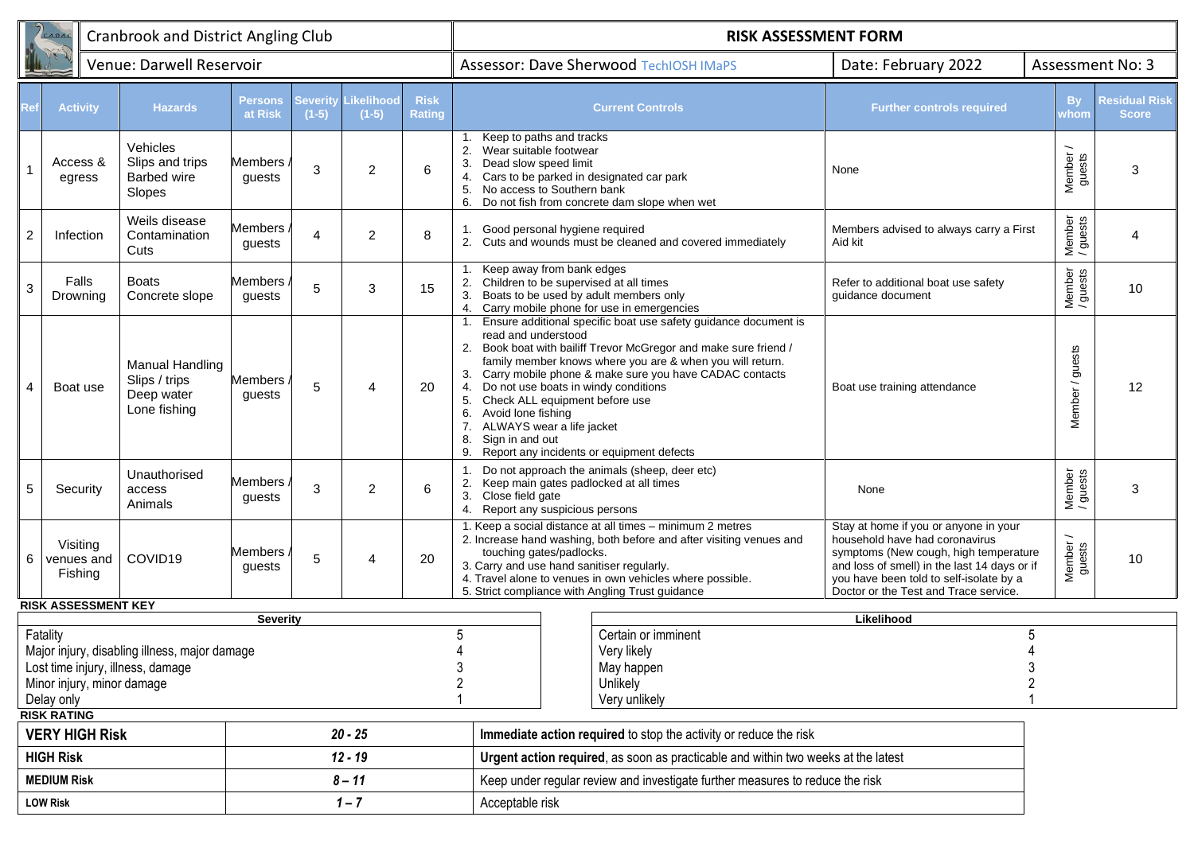| Cranbrook and District Angling Club | RISK ASSESSMENT FORM | | |
|---|---|---|---|
| Venue: Darwell Reservoir | Assessor: Dave Sherwood TechIOSH IMaPS | Date: February 2022 | Assessment No: 3 |

| Ref | Activity | Hazards | Persons at Risk | Severity (1-5) | Likelihood (1-5) | Risk Rating | Current Controls | Further controls required | By whom | Residual Risk Score |
|---|---|---|---|---|---|---|---|---|---|---|
| 1 | Access & egress | Vehicles<br>Slips and trips<br>Barbed wire<br>Slopes | Members / guests | 3 | 2 | 6 | 1. Keep to paths and tracks<br>2. Wear suitable footwear<br>3. Dead slow speed limit<br>4. Cars to be parked in designated car park<br>5. No access to Southern bank<br>6. Do not fish from concrete dam slope when wet | None | Member / guests | 3 |
| 2 | Infection | Weils disease<br>Contamination<br>Cuts | Members / guests | 4 | 2 | 8 | 1. Good personal hygiene required<br>2. Cuts and wounds must be cleaned and covered immediately | Members advised to always carry a First Aid kit | Member / guests | 4 |
| 3 | Falls<br>Drowning | Boats<br>Concrete slope | Members / guests | 5 | 3 | 15 | 1. Keep away from bank edges<br>2. Children to be supervised at all times<br>3. Boats to be used by adult members only<br>4. Carry mobile phone for use in emergencies | Refer to additional boat use safety guidance document | Member / guests | 10 |
| 4 | Boat use | Manual Handling<br>Slips / trips<br>Deep water<br>Lone fishing | Members / guests | 5 | 4 | 20 | 1. Ensure additional specific boat use safety guidance document is read and understood<br>2. Book boat with bailiff Trevor McGregor and make sure friend / family member knows where you are & when you will return.<br>3. Carry mobile phone & make sure you have CADAC contacts<br>4. Do not use boats in windy conditions<br>5. Check ALL equipment before use<br>6. Avoid lone fishing<br>7. ALWAYS wear a life jacket<br>8. Sign in and out<br>9. Report any incidents or equipment defects | Boat use training attendance | Member / guests | 12 |
| 5 | Security | Unauthorised access<br>Animals | Members / guests | 3 | 2 | 6 | 1. Do not approach the animals (sheep, deer etc)<br>2. Keep main gates padlocked at all times<br>3. Close field gate<br>4. Report any suspicious persons | None | Member / guests | 3 |
| 6 | Visiting venues and Fishing | COVID19 | Members / guests | 5 | 4 | 20 | 1. Keep a social distance at all times – minimum 2 metres<br>2. Increase hand washing, both before and after visiting venues and touching gates/padlocks.<br>3. Carry and use hand sanitiser regularly.<br>4. Travel alone to venues in own vehicles where possible.<br>5. Strict compliance with Angling Trust guidance | Stay at home if you or anyone in your household have had coronavirus symptoms (New cough, high temperature and loss of smell) in the last 14 days or if you have been told to self-isolate by a Doctor or the Test and Trace service. | Member / guests | 10 |

**RISK ASSESSMENT KEY**

| Severity | | Likelihood | |
|---|---|---|---|
| Fatality | 5 | Certain or imminent | 5 |
| Major injury, disabling illness, major damage | 4 | Very likely | 4 |
| Lost time injury, illness, damage | 3 | May happen | 3 |
| Minor injury, minor damage | 2 | Unlikely | 2 |
| Delay only | 1 | Very unlikely | 1 |

**RISK RATING**

| | | |
|---|---|---|
| **VERY HIGH Risk** | *20 - 25* | **Immediate action required** to stop the activity or reduce the risk |
| **HIGH Risk** | *12 - 19* | **Urgent action required**, as soon as practicable and within two weeks at the latest |
| **MEDIUM Risk** | *8 – 11* | Keep under regular review and investigate further measures to reduce the risk |
| **LOW Risk** | *1 – 7* | Acceptable risk |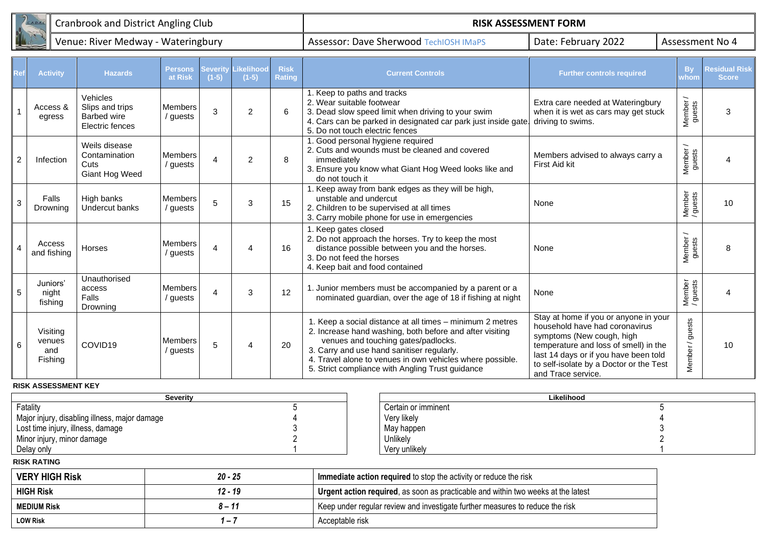| | | |
|---|---|---|
| Cranbrook and District Angling Club | **RISK ASSESSMENT FORM** | |
| Venue: River Medway - Wateringbury | Assessor: Dave Sherwood TechIOSH IMaPS | Date: February 2022 | Assessment No 4 |

| Ref | Activity | Hazards | Persons at Risk | Severity (1-5) | Likelihood (1-5) | Risk Rating | Current Controls | Further controls required | By whom | Residual Risk Score |
|---|---|---|---|---|---|---|---|---|---|---|
| 1 | Access & egress | Vehicles<br>Slips and trips<br>Barbed wire<br>Electric fences | Members / guests | 3 | 2 | 6 | 1. Keep to paths and tracks<br>2. Wear suitable footwear<br>3. Dead slow speed limit when driving to your swim<br>4. Cars can be parked in designated car park just inside gate.<br>5. Do not touch electric fences | Extra care needed at Wateringbury when it is wet as cars may get stuck driving to swims. | Member / guests | 3 |
| 2 | Infection | Weils disease<br>Contamination<br>Cuts<br>Giant Hog Weed | Members / guests | 4 | 2 | 8 | 1. Good personal hygiene required<br>2. Cuts and wounds must be cleaned and covered immediately<br>3. Ensure you know what Giant Hog Weed looks like and do not touch it | Members advised to always carry a First Aid kit | Member / guests | 4 |
| 3 | Falls Drowning | High banks<br>Undercut banks | Members / guests | 5 | 3 | 15 | 1. Keep away from bank edges as they will be high, unstable and undercut<br>2. Children to be supervised at all times<br>3. Carry mobile phone for use in emergencies | None | Member / guests | 10 |
| 4 | Access and fishing | Horses | Members / guests | 4 | 4 | 16 | 1. Keep gates closed<br>2. Do not approach the horses. Try to keep the most distance possible between you and the horses.<br>3. Do not feed the horses<br>4. Keep bait and food contained | None | Member / guests | 8 |
| 5 | Juniors' night fishing | Unauthorised access<br>Falls<br>Drowning | Members / guests | 4 | 3 | 12 | 1. Junior members must be accompanied by a parent or a nominated guardian, over the age of 18 if fishing at night | None | Member / guests | 4 |
| 6 | Visiting venues and Fishing | COVID19 | Members / guests | 5 | 4 | 20 | 1. Keep a social distance at all times – minimum 2 metres<br>2. Increase hand washing, both before and after visiting venues and touching gates/padlocks.<br>3. Carry and use hand sanitiser regularly.<br>4. Travel alone to venues in own vehicles where possible.<br>5. Strict compliance with Angling Trust guidance | Stay at home if you or anyone in your household have had coronavirus symptoms (New cough, high temperature and loss of smell) in the last 14 days or if you have been told to self-isolate by a Doctor or the Test and Trace service. | Member / guests | 10 |

**RISK ASSESSMENT KEY**

| Severity | |
|---|---|
| Fatality | 5 |
| Major injury, disabling illness, major damage | 4 |
| Lost time injury, illness, damage | 3 |
| Minor injury, minor damage | 2 |
| Delay only | 1 |

| Likelihood | |
|---|---|
| Certain or imminent | 5 |
| Very likely | 4 |
| May happen | 3 |
| Unlikely | 2 |
| Very unlikely | 1 |

**RISK RATING**

| | | |
|---|---|---|
| **VERY HIGH Risk** | ***20 - 25*** | **Immediate action required** to stop the activity or reduce the risk |
| **HIGH Risk** | ***12 - 19*** | **Urgent action required**, as soon as practicable and within two weeks at the latest |
| **MEDIUM Risk** | ***8 – 11*** | Keep under regular review and investigate further measures to reduce the risk |
| **LOW Risk** | ***1 – 7*** | Acceptable risk |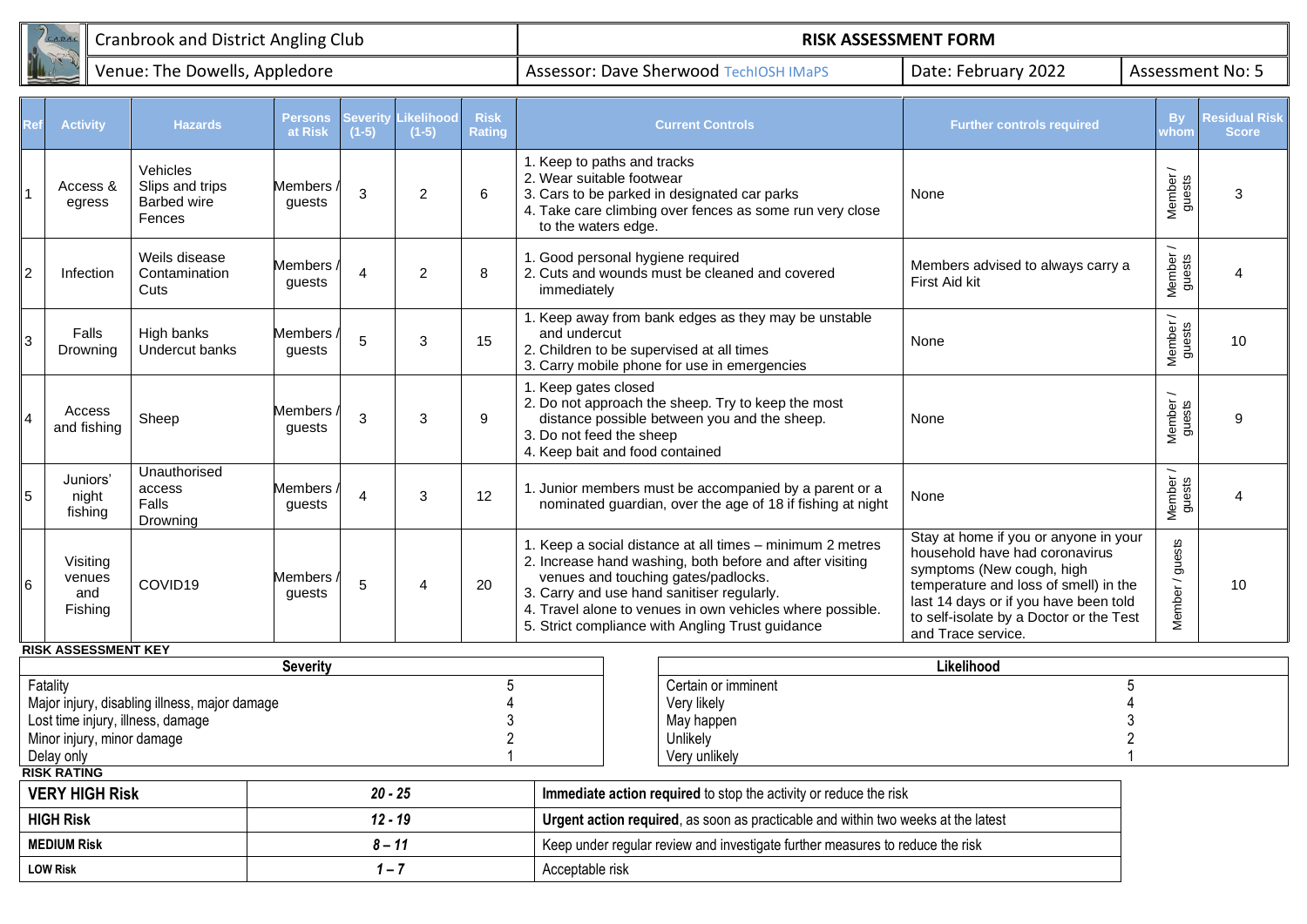| | | | |
|---|---|---|---|
| Cranbrook and District Angling Club | RISK ASSESSMENT FORM | | |
| Venue: The Dowells, Appledore | Assessor: Dave Sherwood TechIOSH IMaPS | Date: February 2022 | Assessment No: 5 |

| Ref | Activity | Hazards | Persons at Risk | Severity (1-5) | Likelihood (1-5) | Risk Rating | Current Controls | Further controls required | By whom | Residual Risk Score |
|---|---|---|---|---|---|---|---|---|---|---|
| 1 | Access & egress | Vehicles<br>Slips and trips<br>Barbed wire<br>Fences | Members / guests | 3 | 2 | 6 | 1. Keep to paths and tracks<br>2. Wear suitable footwear<br>3. Cars to be parked in designated car parks<br>4. Take care climbing over fences as some run very close to the waters edge. | None | Member / guests | 3 |
| 2 | Infection | Weils disease<br>Contamination<br>Cuts | Members / guests | 4 | 2 | 8 | 1. Good personal hygiene required<br>2. Cuts and wounds must be cleaned and covered immediately | Members advised to always carry a First Aid kit | Member / guests | 4 |
| 3 | Falls<br>Drowning | High banks<br>Undercut banks | Members / guests | 5 | 3 | 15 | 1. Keep away from bank edges as they may be unstable and undercut<br>2. Children to be supervised at all times<br>3. Carry mobile phone for use in emergencies | None | Member / guests | 10 |
| 4 | Access and fishing | Sheep | Members / guests | 3 | 3 | 9 | 1. Keep gates closed<br>2. Do not approach the sheep. Try to keep the most distance possible between you and the sheep.<br>3. Do not feed the sheep<br>4. Keep bait and food contained | None | Member / guests | 9 |
| 5 | Juniors' night fishing | Unauthorised access<br>Falls<br>Drowning | Members / guests | 4 | 3 | 12 | 1. Junior members must be accompanied by a parent or a nominated guardian, over the age of 18 if fishing at night | None | Member / guests | 4 |
| 6 | Visiting venues and Fishing | COVID19 | Members / guests | 5 | 4 | 20 | 1. Keep a social distance at all times – minimum 2 metres<br>2. Increase hand washing, both before and after visiting venues and touching gates/padlocks.<br>3. Carry and use hand sanitiser regularly.<br>4. Travel alone to venues in own vehicles where possible.<br>5. Strict compliance with Angling Trust guidance | Stay at home if you or anyone in your household have had coronavirus symptoms (New cough, high temperature and loss of smell) in the last 14 days or if you have been told to self-isolate by a Doctor or the Test and Trace service. | Member / guests | 10 |

**RISK ASSESSMENT KEY**

| Severity | |
|---|---|
| Fatality | 5 |
| Major injury, disabling illness, major damage | 4 |
| Lost time injury, illness, damage | 3 |
| Minor injury, minor damage | 2 |
| Delay only | 1 |

| Likelihood | |
|---|---|
| Certain or imminent | 5 |
| Very likely | 4 |
| May happen | 3 |
| Unlikely | 2 |
| Very unlikely | 1 |

**RISK RATING**

| | | |
|---|---|---|
| **VERY HIGH Risk** | ***20 - 25*** | **Immediate action required** to stop the activity or reduce the risk |
| **HIGH Risk** | ***12 - 19*** | **Urgent action required**, as soon as practicable and within two weeks at the latest |
| **MEDIUM Risk** | ***8 – 11*** | Keep under regular review and investigate further measures to reduce the risk |
| **LOW Risk** | ***1 – 7*** | Acceptable risk |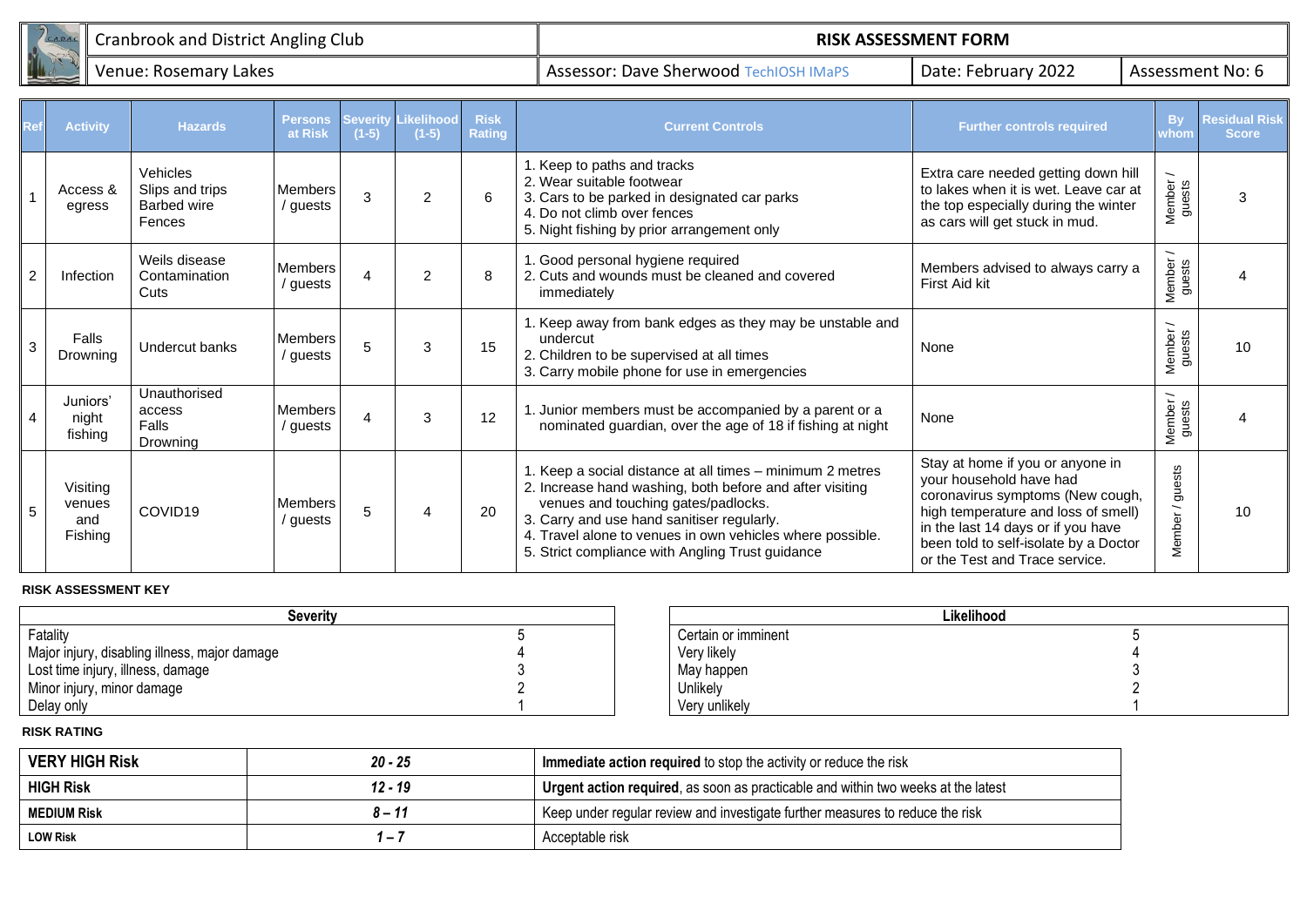| Cranbrook and District Angling Club | RISK ASSESSMENT FORM | | |
|---|---|---|---|
| Venue: Rosemary Lakes | Assessor: Dave Sherwood TechIOSH IMaPS | Date: February 2022 | Assessment No: 6 |

| Ref | Activity | Hazards | Persons at Risk | Severity (1-5) | Likelihood (1-5) | Risk Rating | Current Controls | Further controls required | By whom | Residual Risk Score |
|---|---|---|---|---|---|---|---|---|---|---|
| 1 | Access & egress | Vehicles<br>Slips and trips<br>Barbed wire<br>Fences | Members / guests | 3 | 2 | 6 | 1. Keep to paths and tracks<br>2. Wear suitable footwear<br>3. Cars to be parked in designated car parks<br>4. Do not climb over fences<br>5. Night fishing by prior arrangement only | Extra care needed getting down hill to lakes when it is wet. Leave car at the top especially during the winter as cars will get stuck in mud. | Member / guests | 3 |
| 2 | Infection | Weils disease<br>Contamination<br>Cuts | Members / guests | 4 | 2 | 8 | 1. Good personal hygiene required<br>2. Cuts and wounds must be cleaned and covered immediately | Members advised to always carry a First Aid kit | Member / guests | 4 |
| 3 | Falls<br>Drowning | Undercut banks | Members / guests | 5 | 3 | 15 | 1. Keep away from bank edges as they may be unstable and undercut<br>2. Children to be supervised at all times<br>3. Carry mobile phone for use in emergencies | None | Member / guests | 10 |
| 4 | Juniors' night fishing | Unauthorised access<br>Falls<br>Drowning | Members / guests | 4 | 3 | 12 | 1. Junior members must be accompanied by a parent or a nominated guardian, over the age of 18 if fishing at night | None | Member / guests | 4 |
| 5 | Visiting venues and Fishing | COVID19 | Members / guests | 5 | 4 | 20 | 1. Keep a social distance at all times – minimum 2 metres<br>2. Increase hand washing, both before and after visiting venues and touching gates/padlocks.<br>3. Carry and use hand sanitiser regularly.<br>4. Travel alone to venues in own vehicles where possible.<br>5. Strict compliance with Angling Trust guidance | Stay at home if you or anyone in your household have had coronavirus symptoms (New cough, high temperature and loss of smell) in the last 14 days or if you have been told to self-isolate by a Doctor or the Test and Trace service. | Member / guests | 10 |

**RISK ASSESSMENT KEY**

| Severity | |
|---|---|
| Fatality | 5 |
| Major injury, disabling illness, major damage | 4 |
| Lost time injury, illness, damage | 3 |
| Minor injury, minor damage | 2 |
| Delay only | 1 |

| Likelihood | |
|---|---|
| Certain or imminent | 5 |
| Very likely | 4 |
| May happen | 3 |
| Unlikely | 2 |
| Very unlikely | 1 |

**RISK RATING**

| | | |
|---|---|---|
| **VERY HIGH Risk** | *20 - 25* | **Immediate action required** to stop the activity or reduce the risk |
| **HIGH Risk** | *12 - 19* | **Urgent action required**, as soon as practicable and within two weeks at the latest |
| **MEDIUM Risk** | *8 – 11* | Keep under regular review and investigate further measures to reduce the risk |
| **LOW Risk** | *1 – 7* | Acceptable risk |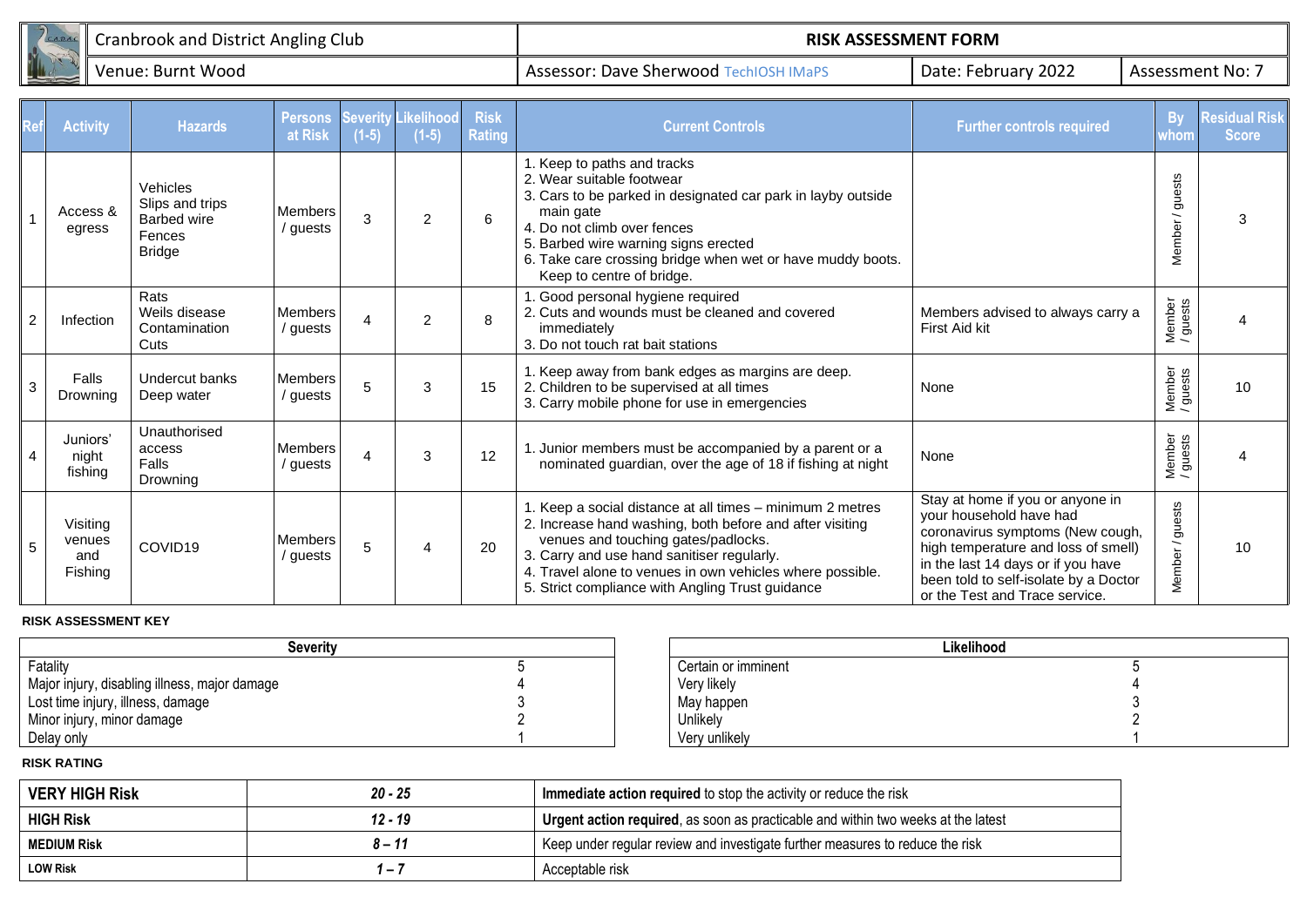| Cranbrook and District Angling Club | RISK ASSESSMENT FORM | | |
|---|---|---|---|
| Venue: Burnt Wood | Assessor: Dave Sherwood TechIOSH IMaPS | Date: February 2022 | Assessment No: 7 |

| Ref | Activity | Hazards | Persons at Risk | Severity (1-5) | Likelihood (1-5) | Risk Rating | Current Controls | Further controls required | By whom | Residual Risk Score |
|---|---|---|---|---|---|---|---|---|---|---|
| 1 | Access & egress | Vehicles<br>Slips and trips<br>Barbed wire<br>Fences<br>Bridge | Members / guests | 3 | 2 | 6 | 1. Keep to paths and tracks<br>2. Wear suitable footwear<br>3. Cars to be parked in designated car park in layby outside main gate<br>4. Do not climb over fences<br>5. Barbed wire warning signs erected<br>6. Take care crossing bridge when wet or have muddy boots. Keep to centre of bridge. | | Member / guests | 3 |
| 2 | Infection | Rats<br>Weils disease<br>Contamination<br>Cuts | Members / guests | 4 | 2 | 8 | 1. Good personal hygiene required<br>2. Cuts and wounds must be cleaned and covered immediately<br>3. Do not touch rat bait stations | Members advised to always carry a First Aid kit | Member / guests | 4 |
| 3 | Falls<br>Drowning | Undercut banks<br>Deep water | Members / guests | 5 | 3 | 15 | 1. Keep away from bank edges as margins are deep.<br>2. Children to be supervised at all times<br>3. Carry mobile phone for use in emergencies | None | Member / guests | 10 |
| 4 | Juniors' night fishing | Unauthorised access<br>Falls<br>Drowning | Members / guests | 4 | 3 | 12 | 1. Junior members must be accompanied by a parent or a nominated guardian, over the age of 18 if fishing at night | None | Member / guests | 4 |
| 5 | Visiting venues and Fishing | COVID19 | Members / guests | 5 | 4 | 20 | 1. Keep a social distance at all times – minimum 2 metres<br>2. Increase hand washing, both before and after visiting venues and touching gates/padlocks.<br>3. Carry and use hand sanitiser regularly.<br>4. Travel alone to venues in own vehicles where possible.<br>5. Strict compliance with Angling Trust guidance | Stay at home if you or anyone in your household have had coronavirus symptoms (New cough, high temperature and loss of smell) in the last 14 days or if you have been told to self-isolate by a Doctor or the Test and Trace service. | Member / guests | 10 |

**RISK ASSESSMENT KEY**

| Severity | |
|---|---|
| Fatality | 5 |
| Major injury, disabling illness, major damage | 4 |
| Lost time injury, illness, damage | 3 |
| Minor injury, minor damage | 2 |
| Delay only | 1 |

| Likelihood | |
|---|---|
| Certain or imminent | 5 |
| Very likely | 4 |
| May happen | 3 |
| Unlikely | 2 |
| Very unlikely | 1 |

**RISK RATING**

| | | |
|---|---|---|
| **VERY HIGH Risk** | ***20 - 25*** | **Immediate action required** to stop the activity or reduce the risk |
| **HIGH Risk** | ***12 - 19*** | **Urgent action required**, as soon as practicable and within two weeks at the latest |
| **MEDIUM Risk** | ***8 – 11*** | Keep under regular review and investigate further measures to reduce the risk |
| **LOW Risk** | ***1 – 7*** | Acceptable risk |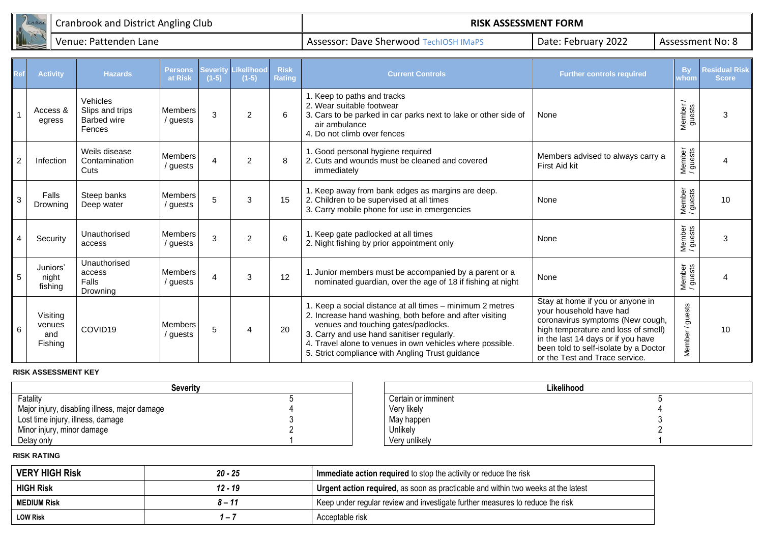| | | | |
|---|---|---|---|
| Cranbrook and District Angling Club | **RISK ASSESSMENT FORM** | | |
| Venue: Pattenden Lane | Assessor: Dave Sherwood TechIOSH IMaPS | Date: February 2022 | Assessment No: 8 |

| Ref | Activity | Hazards | Persons at Risk | Severity (1-5) | Likelihood (1-5) | Risk Rating | Current Controls | Further controls required | By whom | Residual Risk Score |
|---|---|---|---|---|---|---|---|---|---|---|
| 1 | Access & egress | Vehicles<br>Slips and trips<br>Barbed wire<br>Fences | Members / guests | 3 | 2 | 6 | 1. Keep to paths and tracks<br>2. Wear suitable footwear<br>3. Cars to be parked in car parks next to lake or other side of air ambulance<br>4. Do not climb over fences | None | Member / guests | 3 |
| 2 | Infection | Weils disease<br>Contamination<br>Cuts | Members / guests | 4 | 2 | 8 | 1. Good personal hygiene required<br>2. Cuts and wounds must be cleaned and covered immediately | Members advised to always carry a First Aid kit | Member / guests | 4 |
| 3 | Falls<br>Drowning | Steep banks<br>Deep water | Members / guests | 5 | 3 | 15 | 1. Keep away from bank edges as margins are deep.<br>2. Children to be supervised at all times<br>3. Carry mobile phone for use in emergencies | None | Member / guests | 10 |
| 4 | Security | Unauthorised access | Members / guests | 3 | 2 | 6 | 1. Keep gate padlocked at all times<br>2. Night fishing by prior appointment only | None | Member / guests | 3 |
| 5 | Juniors' night fishing | Unauthorised access<br>Falls<br>Drowning | Members / guests | 4 | 3 | 12 | 1. Junior members must be accompanied by a parent or a nominated guardian, over the age of 18 if fishing at night | None | Member / guests | 4 |
| 6 | Visiting venues and Fishing | COVID19 | Members / guests | 5 | 4 | 20 | 1. Keep a social distance at all times – minimum 2 metres<br>2. Increase hand washing, both before and after visiting venues and touching gates/padlocks.<br>3. Carry and use hand sanitiser regularly.<br>4. Travel alone to venues in own vehicles where possible.<br>5. Strict compliance with Angling Trust guidance | Stay at home if you or anyone in your household have had coronavirus symptoms (New cough, high temperature and loss of smell) in the last 14 days or if you have been told to self-isolate by a Doctor or the Test and Trace service. | Member / guests | 10 |

**RISK ASSESSMENT KEY**

| Severity | |
|---|---|
| Fatality | 5 |
| Major injury, disabling illness, major damage | 4 |
| Lost time injury, illness, damage | 3 |
| Minor injury, minor damage | 2 |
| Delay only | 1 |

| Likelihood | |
|---|---|
| Certain or imminent | 5 |
| Very likely | 4 |
| May happen | 3 |
| Unlikely | 2 |
| Very unlikely | 1 |

**RISK RATING**

| | | |
|---|---|---|
| **VERY HIGH Risk** | ***20 - 25*** | **Immediate action required** to stop the activity or reduce the risk |
| **HIGH Risk** | ***12 - 19*** | **Urgent action required**, as soon as practicable and within two weeks at the latest |
| **MEDIUM Risk** | ***8 – 11*** | Keep under regular review and investigate further measures to reduce the risk |
| **LOW Risk** | ***1 – 7*** | Acceptable risk |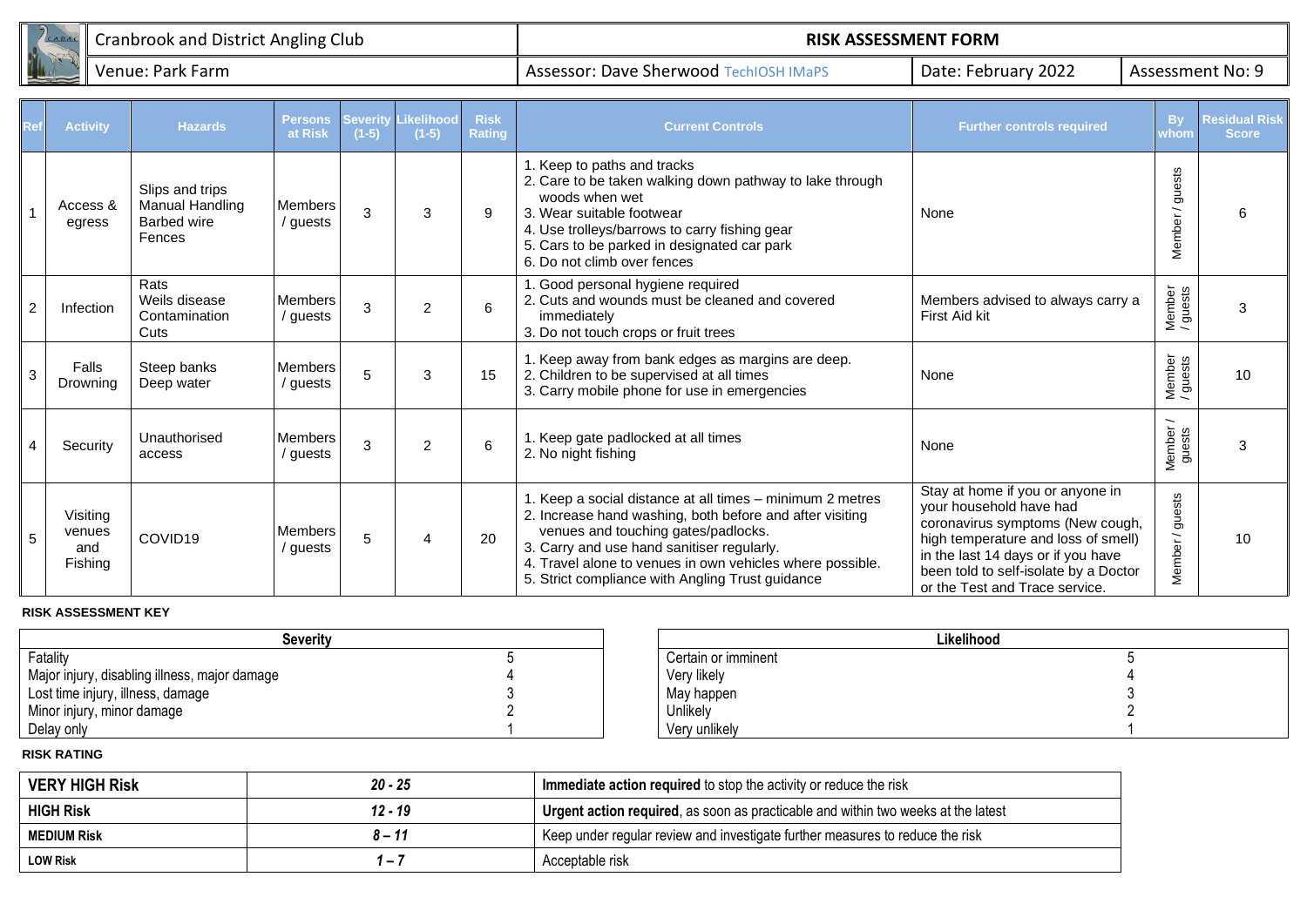| Cranbrook and District Angling Club | RISK ASSESSMENT FORM | | |
|---|---|---|---|
| Venue: Park Farm | Assessor: Dave Sherwood TechIOSH IMaPS | Date: February 2022 | Assessment No: 9 |

| Ref | Activity | Hazards | Persons at Risk | Severity (1-5) | Likelihood (1-5) | Risk Rating | Current Controls | Further controls required | By whom | Residual Risk Score |
|---|---|---|---|---|---|---|---|---|---|---|
| 1 | Access & egress | Slips and trips<br>Manual Handling<br>Barbed wire<br>Fences | Members / guests | 3 | 3 | 9 | 1. Keep to paths and tracks<br>2. Care to be taken walking down pathway to lake through woods when wet<br>3. Wear suitable footwear<br>4. Use trolleys/barrows to carry fishing gear<br>5. Cars to be parked in designated car park<br>6. Do not climb over fences | None | Member / guests | 6 |
| 2 | Infection | Rats<br>Weils disease<br>Contamination<br>Cuts | Members / guests | 3 | 2 | 6 | 1. Good personal hygiene required<br>2. Cuts and wounds must be cleaned and covered immediately<br>3. Do not touch crops or fruit trees | Members advised to always carry a First Aid kit | Member / guests | 3 |
| 3 | Falls<br>Drowning | Steep banks<br>Deep water | Members / guests | 5 | 3 | 15 | 1. Keep away from bank edges as margins are deep.<br>2. Children to be supervised at all times<br>3. Carry mobile phone for use in emergencies | None | Member / guests | 10 |
| 4 | Security | Unauthorised access | Members / guests | 3 | 2 | 6 | 1. Keep gate padlocked at all times<br>2. No night fishing | None | Member / guests | 3 |
| 5 | Visiting venues and Fishing | COVID19 | Members / guests | 5 | 4 | 20 | 1. Keep a social distance at all times – minimum 2 metres<br>2. Increase hand washing, both before and after visiting venues and touching gates/padlocks.<br>3. Carry and use hand sanitiser regularly.<br>4. Travel alone to venues in own vehicles where possible.<br>5. Strict compliance with Angling Trust guidance | Stay at home if you or anyone in your household have had coronavirus symptoms (New cough, high temperature and loss of smell) in the last 14 days or if you have been told to self-isolate by a Doctor or the Test and Trace service. | Member / guests | 10 |

**RISK ASSESSMENT KEY**

| Severity | |
|---|---|
| Fatality | 5 |
| Major injury, disabling illness, major damage | 4 |
| Lost time injury, illness, damage | 3 |
| Minor injury, minor damage | 2 |
| Delay only | 1 |

| Likelihood | |
|---|---|
| Certain or imminent | 5 |
| Very likely | 4 |
| May happen | 3 |
| Unlikely | 2 |
| Very unlikely | 1 |

**RISK RATING**

| | | |
|---|---|---|
| **VERY HIGH Risk** | *20 - 25* | **Immediate action required** to stop the activity or reduce the risk |
| **HIGH Risk** | *12 - 19* | **Urgent action required**, as soon as practicable and within two weeks at the latest |
| **MEDIUM Risk** | *8 – 11* | Keep under regular review and investigate further measures to reduce the risk |
| **LOW Risk** | *1 – 7* | Acceptable risk |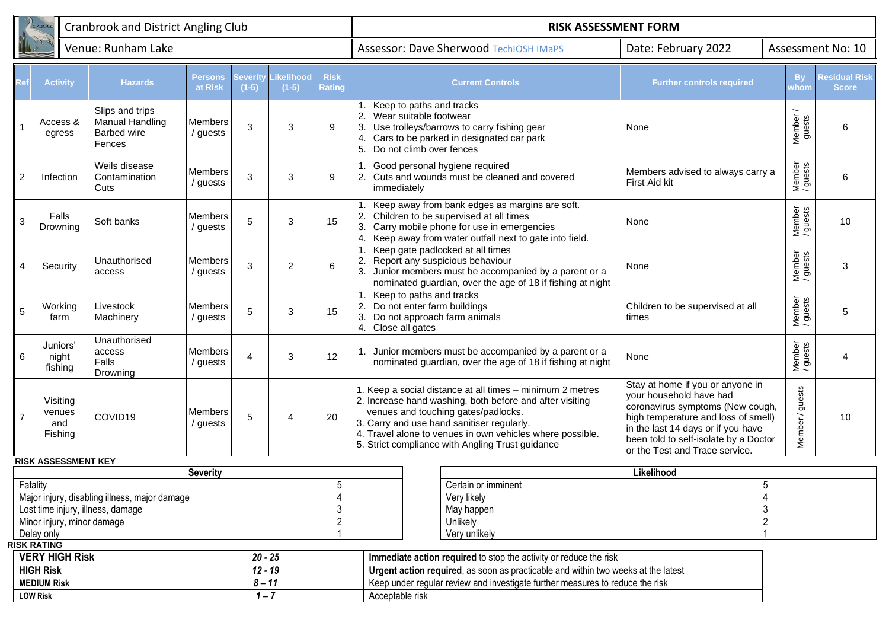| Cranbrook and District Angling Club | RISK ASSESSMENT FORM | | |
|---|---|---|---|
| Venue: Runham Lake | Assessor: Dave Sherwood TechIOSH IMaPS | Date: February 2022 | Assessment No: 10 |

| Ref | Activity | Hazards | Persons at Risk | Severity (1-5) | Likelihood (1-5) | Risk Rating | Current Controls | Further controls required | By whom | Residual Risk Score |
|---|---|---|---|---|---|---|---|---|---|---|
| 1 | Access & egress | Slips and trips<br>Manual Handling<br>Barbed wire<br>Fences | Members / guests | 3 | 3 | 9 | 1. Keep to paths and tracks<br>2. Wear suitable footwear<br>3. Use trolleys/barrows to carry fishing gear<br>4. Cars to be parked in designated car park<br>5. Do not climb over fences | None | Member / guests | 6 |
| 2 | Infection | Weils disease<br>Contamination<br>Cuts | Members / guests | 3 | 3 | 9 | 1. Good personal hygiene required<br>2. Cuts and wounds must be cleaned and covered immediately | Members advised to always carry a First Aid kit | Member / guests | 6 |
| 3 | Falls<br>Drowning | Soft banks | Members / guests | 5 | 3 | 15 | 1. Keep away from bank edges as margins are soft.<br>2. Children to be supervised at all times<br>3. Carry mobile phone for use in emergencies<br>4. Keep away from water outfall next to gate into field. | None | Member / guests | 10 |
| 4 | Security | Unauthorised access | Members / guests | 3 | 2 | 6 | 1. Keep gate padlocked at all times<br>2. Report any suspicious behaviour<br>3. Junior members must be accompanied by a parent or a nominated guardian, over the age of 18 if fishing at night | None | Member / guests | 3 |
| 5 | Working farm | Livestock<br>Machinery | Members / guests | 5 | 3 | 15 | 1. Keep to paths and tracks<br>2. Do not enter farm buildings<br>3. Do not approach farm animals<br>4. Close all gates | Children to be supervised at all times | Member / guests | 5 |
| 6 | Juniors' night fishing | Unauthorised access<br>Falls<br>Drowning | Members / guests | 4 | 3 | 12 | 1. Junior members must be accompanied by a parent or a nominated guardian, over the age of 18 if fishing at night | None | Member / guests | 4 |
| 7 | Visiting venues and Fishing | COVID19 | Members / guests | 5 | 4 | 20 | 1. Keep a social distance at all times – minimum 2 metres<br>2. Increase hand washing, both before and after visiting venues and touching gates/padlocks.<br>3. Carry and use hand sanitiser regularly.<br>4. Travel alone to venues in own vehicles where possible.<br>5. Strict compliance with Angling Trust guidance | Stay at home if you or anyone in your household have had coronavirus symptoms (New cough, high temperature and loss of smell) in the last 14 days or if you have been told to self-isolate by a Doctor or the Test and Trace service. | Member / guests | 10 |

**RISK ASSESSMENT KEY**

| Severity | |
|---|---|
| Fatality | 5 |
| Major injury, disabling illness, major damage | 4 |
| Lost time injury, illness, damage | 3 |
| Minor injury, minor damage | 2 |
| Delay only | 1 |

| Likelihood | |
|---|---|
| Certain or imminent | 5 |
| Very likely | 4 |
| May happen | 3 |
| Unlikely | 2 |
| Very unlikely | 1 |

**RISK RATING**

| | | |
|---|---|---|
| **VERY HIGH Risk** | *20 - 25* | **Immediate action required** to stop the activity or reduce the risk |
| **HIGH Risk** | *12 - 19* | **Urgent action required**, as soon as practicable and within two weeks at the latest |
| **MEDIUM Risk** | *8 – 11* | Keep under regular review and investigate further measures to reduce the risk |
| **LOW Risk** | *1 – 7* | Acceptable risk |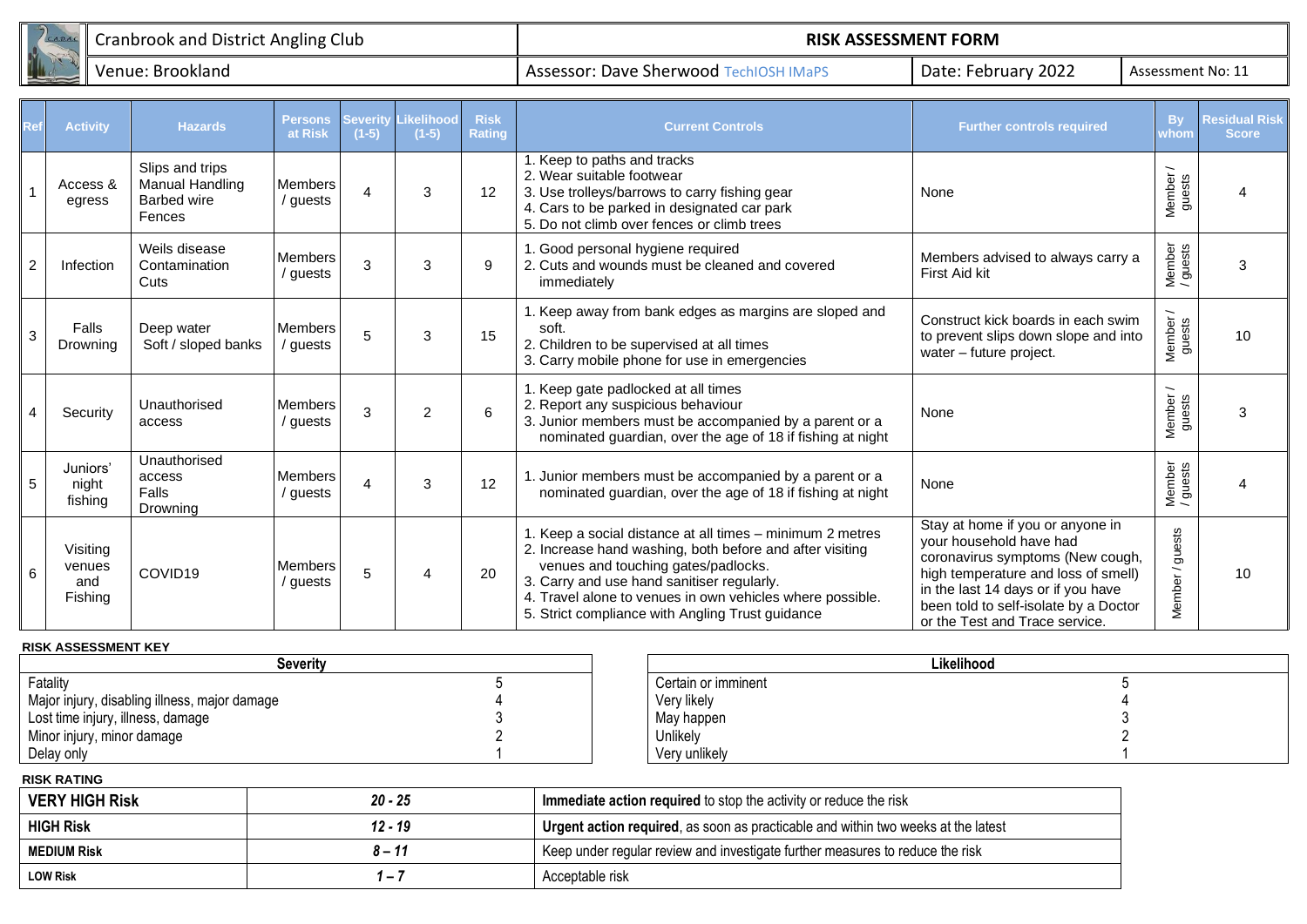| | | | |
|---|---|---|---|
| Cranbrook and District Angling Club | RISK ASSESSMENT FORM | | |
| Venue: Brookland | Assessor: Dave Sherwood TechIOSH IMaPS | Date: February 2022 | Assessment No: 11 |

| Ref | Activity | Hazards | Persons at Risk | Severity (1-5) | Likelihood (1-5) | Risk Rating | Current Controls | Further controls required | By whom | Residual Risk Score |
|---|---|---|---|---|---|---|---|---|---|---|
| 1 | Access & egress | Slips and trips<br>Manual Handling<br>Barbed wire<br>Fences | Members / guests | 4 | 3 | 12 | 1. Keep to paths and tracks<br>2. Wear suitable footwear<br>3. Use trolleys/barrows to carry fishing gear<br>4. Cars to be parked in designated car park<br>5. Do not climb over fences or climb trees | None | Member / guests | 4 |
| 2 | Infection | Weils disease<br>Contamination<br>Cuts | Members / guests | 3 | 3 | 9 | 1. Good personal hygiene required<br>2. Cuts and wounds must be cleaned and covered immediately | Members advised to always carry a First Aid kit | Member / guests | 3 |
| 3 | Falls Drowning | Deep water<br>Soft / sloped banks | Members / guests | 5 | 3 | 15 | 1. Keep away from bank edges as margins are sloped and soft.<br>2. Children to be supervised at all times<br>3. Carry mobile phone for use in emergencies | Construct kick boards in each swim to prevent slips down slope and into water – future project. | Member / guests | 10 |
| 4 | Security | Unauthorised access | Members / guests | 3 | 2 | 6 | 1. Keep gate padlocked at all times<br>2. Report any suspicious behaviour<br>3. Junior members must be accompanied by a parent or a nominated guardian, over the age of 18 if fishing at night | None | Member / guests | 3 |
| 5 | Juniors' night fishing | Unauthorised access<br>Falls<br>Drowning | Members / guests | 4 | 3 | 12 | 1. Junior members must be accompanied by a parent or a nominated guardian, over the age of 18 if fishing at night | None | Member / guests | 4 |
| 6 | Visiting venues and Fishing | COVID19 | Members / guests | 5 | 4 | 20 | 1. Keep a social distance at all times – minimum 2 metres<br>2. Increase hand washing, both before and after visiting venues and touching gates/padlocks.<br>3. Carry and use hand sanitiser regularly.<br>4. Travel alone to venues in own vehicles where possible.<br>5. Strict compliance with Angling Trust guidance | Stay at home if you or anyone in your household have had coronavirus symptoms (New cough, high temperature and loss of smell) in the last 14 days or if you have been told to self-isolate by a Doctor or the Test and Trace service. | Member / guests | 10 |

**RISK ASSESSMENT KEY**

| Severity | |
|---|---|
| Fatality | 5 |
| Major injury, disabling illness, major damage | 4 |
| Lost time injury, illness, damage | 3 |
| Minor injury, minor damage | 2 |
| Delay only | 1 |

| Likelihood | |
|---|---|
| Certain or imminent | 5 |
| Very likely | 4 |
| May happen | 3 |
| Unlikely | 2 |
| Very unlikely | 1 |

**RISK RATING**

| | | |
|---|---|---|
| **VERY HIGH Risk** | ***20 - 25*** | **Immediate action required** to stop the activity or reduce the risk |
| **HIGH Risk** | ***12 - 19*** | **Urgent action required**, as soon as practicable and within two weeks at the latest |
| **MEDIUM Risk** | ***8 – 11*** | Keep under regular review and investigate further measures to reduce the risk |
| **LOW Risk** | ***1 – 7*** | Acceptable risk |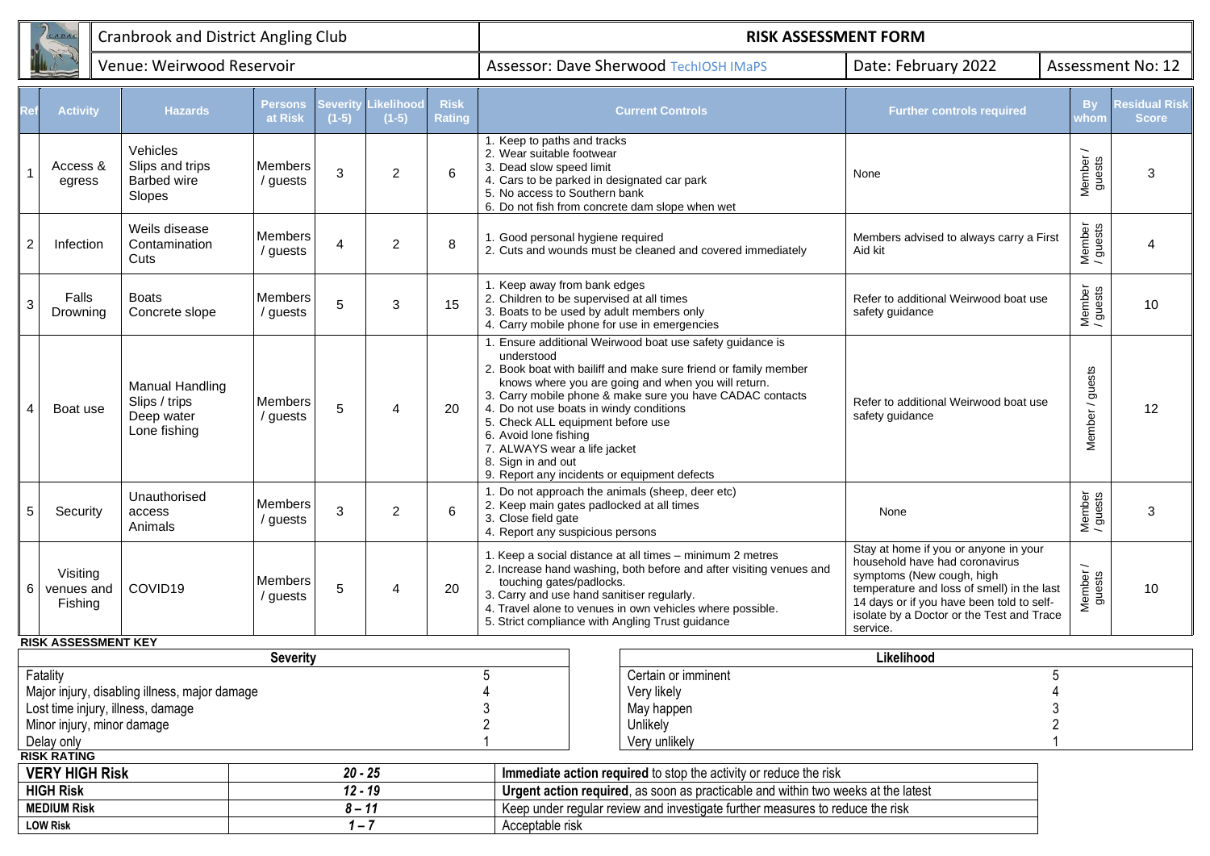| | | | |
|---|---|---|---|
| Cranbrook and District Angling Club | RISK ASSESSMENT FORM | | |
| Venue: Weirwood Reservoir | Assessor: Dave Sherwood TechIOSH IMaPS | Date: February 2022 | Assessment No: 12 |

| Ref | Activity | Hazards | Persons at Risk | Severity (1-5) | Likelihood (1-5) | Risk Rating | Current Controls | Further controls required | By whom | Residual Risk Score |
|---|---|---|---|---|---|---|---|---|---|---|
| 1 | Access & egress | Vehicles<br>Slips and trips<br>Barbed wire<br>Slopes | Members / guests | 3 | 2 | 6 | 1. Keep to paths and tracks<br>2. Wear suitable footwear<br>3. Dead slow speed limit<br>4. Cars to be parked in designated car park<br>5. No access to Southern bank<br>6. Do not fish from concrete dam slope when wet | None | Member / guests | 3 |
| 2 | Infection | Weils disease<br>Contamination<br>Cuts | Members / guests | 4 | 2 | 8 | 1. Good personal hygiene required<br>2. Cuts and wounds must be cleaned and covered immediately | Members advised to always carry a First Aid kit | Member / guests | 4 |
| 3 | Falls<br>Drowning | Boats<br>Concrete slope | Members / guests | 5 | 3 | 15 | 1. Keep away from bank edges<br>2. Children to be supervised at all times<br>3. Boats to be used by adult members only<br>4. Carry mobile phone for use in emergencies | Refer to additional Weirwood boat use safety guidance | Member / guests | 10 |
| 4 | Boat use | Manual Handling<br>Slips / trips<br>Deep water<br>Lone fishing | Members / guests | 5 | 4 | 20 | 1. Ensure additional Weirwood boat use safety guidance is understood<br>2. Book boat with bailiff and make sure friend or family member knows where you are going and when you will return.<br>3. Carry mobile phone & make sure you have CADAC contacts<br>4. Do not use boats in windy conditions<br>5. Check ALL equipment before use<br>6. Avoid lone fishing<br>7. ALWAYS wear a life jacket<br>8. Sign in and out<br>9. Report any incidents or equipment defects | Refer to additional Weirwood boat use safety guidance | Member / guests | 12 |
| 5 | Security | Unauthorised access<br>Animals | Members / guests | 3 | 2 | 6 | 1. Do not approach the animals (sheep, deer etc)<br>2. Keep main gates padlocked at all times<br>3. Close field gate<br>4. Report any suspicious persons | None | Member / guests | 3 |
| 6 | Visiting venues and Fishing | COVID19 | Members / guests | 5 | 4 | 20 | 1. Keep a social distance at all times – minimum 2 metres<br>2. Increase hand washing, both before and after visiting venues and touching gates/padlocks.<br>3. Carry and use hand sanitiser regularly.<br>4. Travel alone to venues in own vehicles where possible.<br>5. Strict compliance with Angling Trust guidance | Stay at home if you or anyone in your household have had coronavirus symptoms (New cough, high temperature and loss of smell) in the last 14 days or if you have been told to self-isolate by a Doctor or the Test and Trace service. | Member / guests | 10 |

**RISK ASSESSMENT KEY**

| Severity | |
|---|---|
| Fatality | 5 |
| Major injury, disabling illness, major damage | 4 |
| Lost time injury, illness, damage | 3 |
| Minor injury, minor damage | 2 |
| Delay only | 1 |

| Likelihood | |
|---|---|
| Certain or imminent | 5 |
| Very likely | 4 |
| May happen | 3 |
| Unlikely | 2 |
| Very unlikely | 1 |

**RISK RATING**

| | | |
|---|---|---|
| **VERY HIGH Risk** | *20 - 25* | **Immediate action required** to stop the activity or reduce the risk |
| **HIGH Risk** | *12 - 19* | **Urgent action required**, as soon as practicable and within two weeks at the latest |
| **MEDIUM Risk** | *8 – 11* | Keep under regular review and investigate further measures to reduce the risk |
| **LOW Risk** | *1 – 7* | Acceptable risk |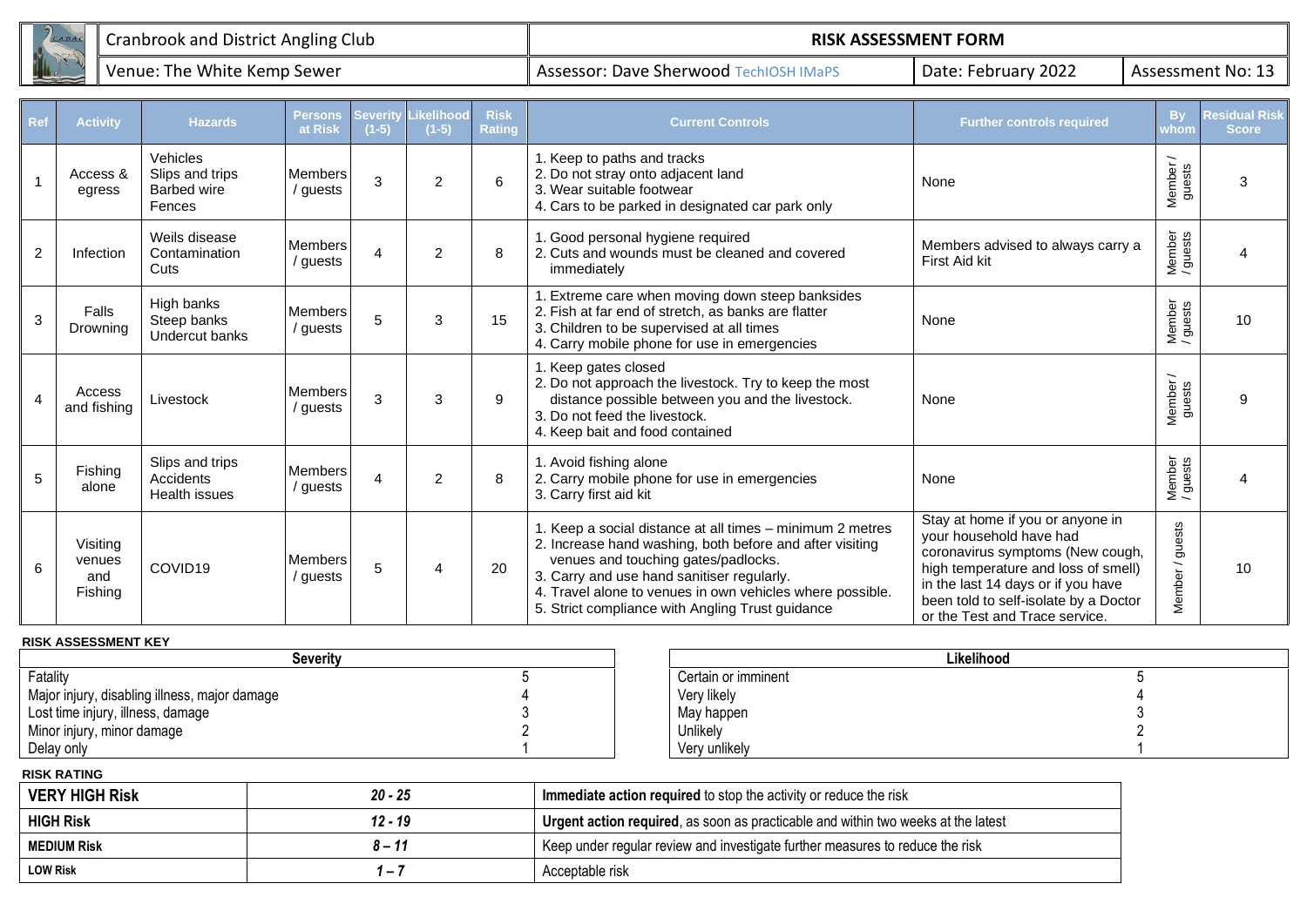| | | | |
|---|---|---|---|
| Cranbrook and District Angling Club | RISK ASSESSMENT FORM | | |
| Venue: The White Kemp Sewer | Assessor: Dave Sherwood TechIOSH IMaPS | Date: February 2022 | Assessment No: 13 |

| Ref | Activity | Hazards | Persons at Risk | Severity (1-5) | Likelihood (1-5) | Risk Rating | Current Controls | Further controls required | By whom | Residual Risk Score |
|---|---|---|---|---|---|---|---|---|---|---|
| 1 | Access & egress | Vehicles<br>Slips and trips<br>Barbed wire<br>Fences | Members / guests | 3 | 2 | 6 | 1. Keep to paths and tracks<br>2. Do not stray onto adjacent land<br>3. Wear suitable footwear<br>4. Cars to be parked in designated car park only | None | Member / guests | 3 |
| 2 | Infection | Weils disease<br>Contamination<br>Cuts | Members / guests | 4 | 2 | 8 | 1. Good personal hygiene required<br>2. Cuts and wounds must be cleaned and covered immediately | Members advised to always carry a First Aid kit | Member / guests | 4 |
| 3 | Falls<br>Drowning | High banks<br>Steep banks<br>Undercut banks | Members / guests | 5 | 3 | 15 | 1. Extreme care when moving down steep banksides<br>2. Fish at far end of stretch, as banks are flatter<br>3. Children to be supervised at all times<br>4. Carry mobile phone for use in emergencies | None | Member / guests | 10 |
| 4 | Access and fishing | Livestock | Members / guests | 3 | 3 | 9 | 1. Keep gates closed<br>2. Do not approach the livestock. Try to keep the most distance possible between you and the livestock.<br>3. Do not feed the livestock.<br>4. Keep bait and food contained | None | Member / guests | 9 |
| 5 | Fishing alone | Slips and trips<br>Accidents<br>Health issues | Members / guests | 4 | 2 | 8 | 1. Avoid fishing alone<br>2. Carry mobile phone for use in emergencies<br>3. Carry first aid kit | None | Member / guests | 4 |
| 6 | Visiting venues and Fishing | COVID19 | Members / guests | 5 | 4 | 20 | 1. Keep a social distance at all times – minimum 2 metres<br>2. Increase hand washing, both before and after visiting venues and touching gates/padlocks.<br>3. Carry and use hand sanitiser regularly.<br>4. Travel alone to venues in own vehicles where possible.<br>5. Strict compliance with Angling Trust guidance | Stay at home if you or anyone in your household have had coronavirus symptoms (New cough, high temperature and loss of smell) in the last 14 days or if you have been told to self-isolate by a Doctor or the Test and Trace service. | Member / guests | 10 |

**RISK ASSESSMENT KEY**

| Severity | |
|---|---|
| Fatality | 5 |
| Major injury, disabling illness, major damage | 4 |
| Lost time injury, illness, damage | 3 |
| Minor injury, minor damage | 2 |
| Delay only | 1 |

| Likelihood | |
|---|---|
| Certain or imminent | 5 |
| Very likely | 4 |
| May happen | 3 |
| Unlikely | 2 |
| Very unlikely | 1 |

**RISK RATING**

| | | |
|---|---|---|
| **VERY HIGH Risk** | *20 - 25* | **Immediate action required** to stop the activity or reduce the risk |
| **HIGH Risk** | *12 - 19* | **Urgent action required**, as soon as practicable and within two weeks at the latest |
| **MEDIUM Risk** | *8 – 11* | Keep under regular review and investigate further measures to reduce the risk |
| **LOW Risk** | *1 – 7* | Acceptable risk |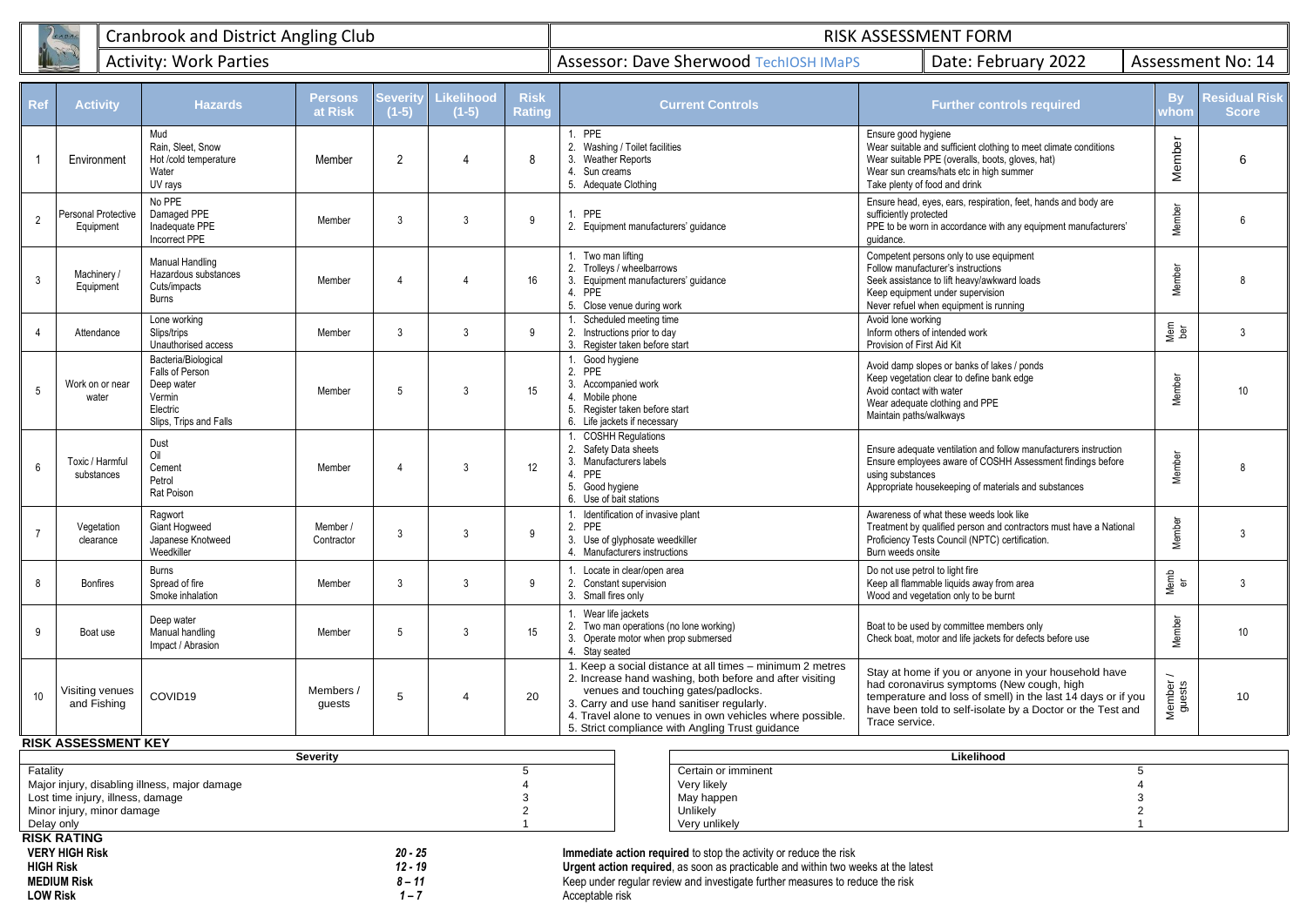| | Cranbrook and District Angling Club | RISK ASSESSMENT FORM | | |
|---|---|---|---|---|
| | Activity: Work Parties | Assessor: Dave Sherwood TechIOSH IMaPS | Date: February 2022 | Assessment No: 14 |

| Ref | Activity | Hazards | Persons at Risk | Severity (1-5) | Likelihood (1-5) | Risk Rating | Current Controls | Further controls required | By whom | Residual Risk Score |
|---|---|---|---|---|---|---|---|---|---|---|
| 1 | Environment | Mud<br>Rain, Sleet, Snow<br>Hot /cold temperature<br>Water<br>UV rays | Member | 2 | 4 | 8 | 1. PPE<br>2. Washing / Toilet facilities<br>3. Weather Reports<br>4. Sun creams<br>5. Adequate Clothing | Ensure good hygiene<br>Wear suitable and sufficient clothing to meet climate conditions<br>Wear suitable PPE (overalls, boots, gloves, hat)<br>Wear sun creams/hats etc in high summer<br>Take plenty of food and drink | Member | 6 |
| 2 | Personal Protective Equipment | No PPE<br>Damaged PPE<br>Inadequate PPE<br>Incorrect PPE | Member | 3 | 3 | 9 | 1. PPE<br>2. Equipment manufacturers' guidance | Ensure head, eyes, ears, respiration, feet, hands and body are sufficiently protected<br>PPE to be worn in accordance with any equipment manufacturers' guidance. | Member | 6 |
| 3 | Machinery / Equipment | Manual Handling<br>Hazardous substances<br>Cuts/impacts<br>Burns | Member | 4 | 4 | 16 | 1. Two man lifting<br>2. Trolleys / wheelbarrows<br>3. Equipment manufacturers' guidance<br>4. PPE<br>5. Close venue during work | Competent persons only to use equipment<br>Follow manufacturer's instructions<br>Seek assistance to lift heavy/awkward loads<br>Keep equipment under supervision<br>Never refuel when equipment is running | Member | 8 |
| 4 | Attendance | Lone working<br>Slips/trips<br>Unauthorised access | Member | 3 | 3 | 9 | 1. Scheduled meeting time<br>2. Instructions prior to day<br>3. Register taken before start | Avoid lone working<br>Inform others of intended work<br>Provision of First Aid Kit | Member | 3 |
| 5 | Work on or near water | Bacteria/Biological<br>Falls of Person<br>Deep water<br>Vermin<br>Electric<br>Slips, Trips and Falls | Member | 5 | 3 | 15 | 1. Good hygiene<br>2. PPE<br>3. Accompanied work<br>4. Mobile phone<br>5. Register taken before start<br>6. Life jackets if necessary | Avoid damp slopes or banks of lakes / ponds<br>Keep vegetation clear to define bank edge<br>Avoid contact with water<br>Wear adequate clothing and PPE<br>Maintain paths/walkways | Member | 10 |
| 6 | Toxic / Harmful substances | Dust<br>Oil<br>Cement<br>Petrol<br>Rat Poison | Member | 4 | 3 | 12 | 1. COSHH Regulations<br>2. Safety Data sheets<br>3. Manufacturers labels<br>4. PPE<br>5. Good hygiene<br>6. Use of bait stations | Ensure adequate ventilation and follow manufacturers instruction<br>Ensure employees aware of COSHH Assessment findings before using substances<br>Appropriate housekeeping of materials and substances | Member | 8 |
| 7 | Vegetation clearance | Ragwort<br>Giant Hogweed<br>Japanese Knotweed<br>Weedkiller | Member / Contractor | 3 | 3 | 9 | 1. Identification of invasive plant<br>2. PPE<br>3. Use of glyphosate weedkiller<br>4. Manufacturers instructions | Awareness of what these weeds look like<br>Treatment by qualified person and contractors must have a National Proficiency Tests Council (NPTC) certification.<br>Burn weeds onsite | Member | 3 |
| 8 | Bonfires | Burns<br>Spread of fire<br>Smoke inhalation | Member | 3 | 3 | 9 | 1. Locate in clear/open area<br>2. Constant supervision<br>3. Small fires only | Do not use petrol to light fire<br>Keep all flammable liquids away from area<br>Wood and vegetation only to be burnt | Member | 3 |
| 9 | Boat use | Deep water<br>Manual handling<br>Impact / Abrasion | Member | 5 | 3 | 15 | 1. Wear life jackets<br>2. Two man operations (no lone working)<br>3. Operate motor when prop submersed<br>4. Stay seated | Boat to be used by committee members only<br>Check boat, motor and life jackets for defects before use | Member | 10 |
| 10 | Visiting venues and Fishing | COVID19 | Members / guests | 5 | 4 | 20 | 1. Keep a social distance at all times – minimum 2 metres<br>2. Increase hand washing, both before and after visiting venues and touching gates/padlocks.<br>3. Carry and use hand sanitiser regularly.<br>4. Travel alone to venues in own vehicles where possible.<br>5. Strict compliance with Angling Trust guidance | Stay at home if you or anyone in your household have had coronavirus symptoms (New cough, high temperature and loss of smell) in the last 14 days or if you have been told to self-isolate by a Doctor or the Test and Trace service. | Member / guests | 10 |

**RISK ASSESSMENT KEY**

| Severity | |
|---|---|
| Fatality | 5 |
| Major injury, disabling illness, major damage | 4 |
| Lost time injury, illness, damage | 3 |
| Minor injury, minor damage | 2 |
| Delay only | 1 |

| Likelihood | |
|---|---|
| Certain or imminent | 5 |
| Very likely | 4 |
| May happen | 3 |
| Unlikely | 2 |
| Very unlikely | 1 |

**RISK RATING**

| | | |
|---|---|---|
| **VERY HIGH Risk** | *20 - 25* | **Immediate action required** to stop the activity or reduce the risk |
| **HIGH Risk** | *12 - 19* | **Urgent action required**, as soon as practicable and within two weeks at the latest |
| **MEDIUM Risk** | *8 – 11* | Keep under regular review and investigate further measures to reduce the risk |
| **LOW Risk** | *1 – 7* | Acceptable risk |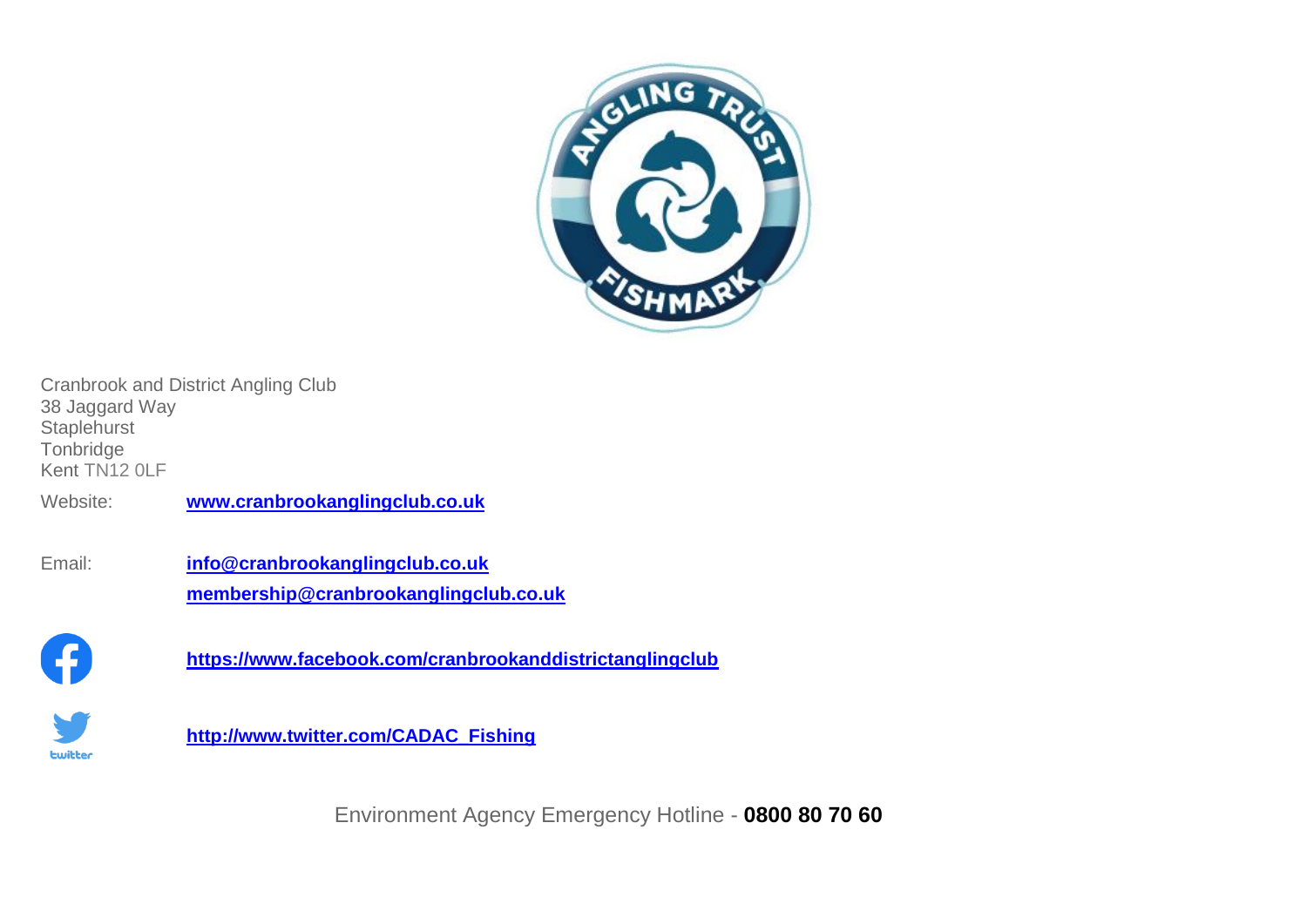Cranbrook and District Angling Club
38 Jaggard Way
Staplehurst
Tonbridge
Kent TN12 0LF

Website: **www.cranbrookanglingclub.co.uk**

Email: **info@cranbrookanglingclub.co.uk**
**membership@cranbrookanglingclub.co.uk**

**https://www.facebook.com/cranbrookanddistrictanglingclub**

**http://www.twitter.com/CADAC_Fishing**

Environment Agency Emergency Hotline - **0800 80 70 60**